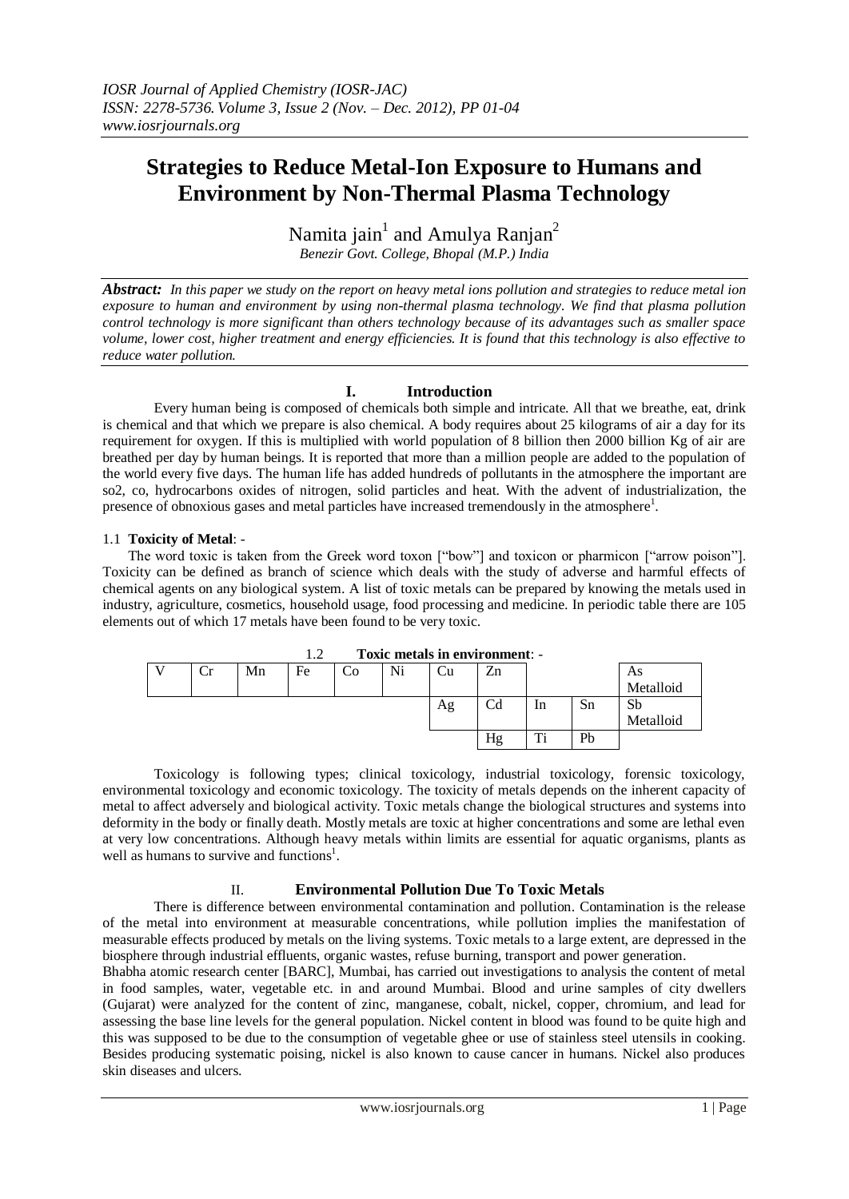# Strategies to Reduce Metal-Ion Exposure to Humans and Environment by Non-Thermal Plasma Technology

Namita jain[1] and Amulya Ranjan[2]

*Benezir Govt. College, Bhopal (M.P.) India*

***Abstract:*** *In this paper we study on the report on heavy metal ions pollution and strategies to reduce metal ion exposure to human and environment by using non-thermal plasma technology. We find that plasma pollution control technology is more significant than others technology because of its advantages such as smaller space volume, lower cost, higher treatment and energy efficiencies. It is found that this technology is also effective to reduce water pollution.*

## I. Introduction

Every human being is composed of chemicals both simple and intricate. All that we breathe, eat, drink is chemical and that which we prepare is also chemical. A body requires about 25 kilograms of air a day for its requirement for oxygen. If this is multiplied with world population of 8 billion then 2000 billion Kg of air are breathed per day by human beings. It is reported that more than a million people are added to the population of the world every five days. The human life has added hundreds of pollutants in the atmosphere the important are so2, co, hydrocarbons oxides of nitrogen, solid particles and heat. With the advent of industrialization, the presence of obnoxious gases and metal particles have increased tremendously in the atmosphere[1].

### 1.1 **Toxicity of Metal**: -

The word toxic is taken from the Greek word toxon ["bow"] and toxicon or pharmicon ["arrow poison"]. Toxicity can be defined as branch of science which deals with the study of adverse and harmful effects of chemical agents on any biological system. A list of toxic metals can be prepared by knowing the metals used in industry, agriculture, cosmetics, household usage, food processing and medicine. In periodic table there are 105 elements out of which 17 metals have been found to be very toxic.

### 1.2 **Toxic metals in environment**: -

| V | Cr | Mn | Fe | Co | Ni | Cu | Zn | | | As Metalloid |
|---|---|---|---|---|---|---|---|---|---|---|
| | | | | | | Ag | Cd | In | Sn | Sb Metalloid |
| | | | | | | | Hg | Ti | Pb | |

Toxicology is following types; clinical toxicology, industrial toxicology, forensic toxicology, environmental toxicology and economic toxicology. The toxicity of metals depends on the inherent capacity of metal to affect adversely and biological activity. Toxic metals change the biological structures and systems into deformity in the body or finally death. Mostly metals are toxic at higher concentrations and some are lethal even at very low concentrations. Although heavy metals within limits are essential for aquatic organisms, plants as well as humans to survive and functions[1].

## II. Environmental Pollution Due To Toxic Metals

There is difference between environmental contamination and pollution. Contamination is the release of the metal into environment at measurable concentrations, while pollution implies the manifestation of measurable effects produced by metals on the living systems. Toxic metals to a large extent, are depressed in the biosphere through industrial effluents, organic wastes, refuse burning, transport and power generation.

Bhabha atomic research center [BARC], Mumbai, has carried out investigations to analysis the content of metal in food samples, water, vegetable etc. in and around Mumbai. Blood and urine samples of city dwellers (Gujarat) were analyzed for the content of zinc, manganese, cobalt, nickel, copper, chromium, and lead for assessing the base line levels for the general population. Nickel content in blood was found to be quite high and this was supposed to be due to the consumption of vegetable ghee or use of stainless steel utensils in cooking. Besides producing systematic poising, nickel is also known to cause cancer in humans. Nickel also produces skin diseases and ulcers.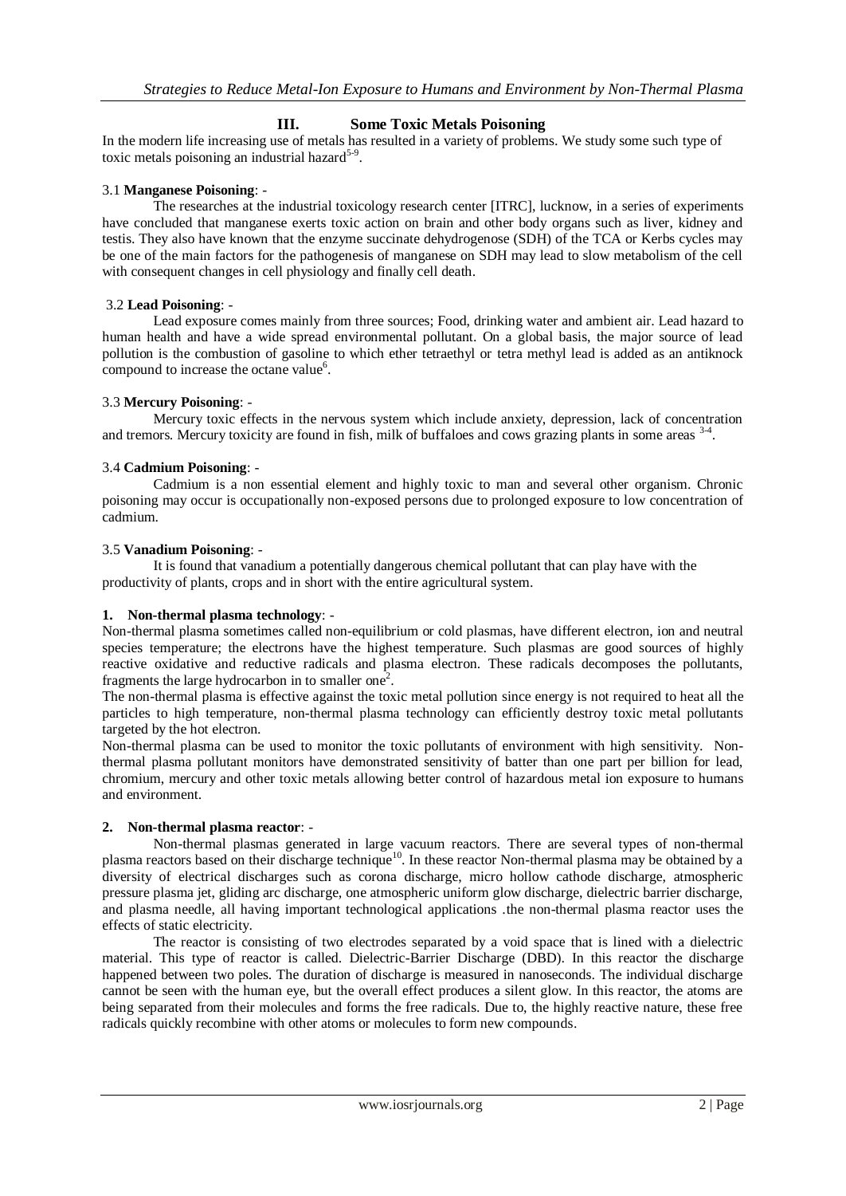## III. Some Toxic Metals Poisoning

In the modern life increasing use of metals has resulted in a variety of problems. We study some such type of toxic metals poisoning an industrial hazard[5-9].

### 3.1 **Manganese Poisoning**: -

The researches at the industrial toxicology research center [ITRC], lucknow, in a series of experiments have concluded that manganese exerts toxic action on brain and other body organs such as liver, kidney and testis. They also have known that the enzyme succinate dehydrogenose (SDH) of the TCA or Kerbs cycles may be one of the main factors for the pathogenesis of manganese on SDH may lead to slow metabolism of the cell with consequent changes in cell physiology and finally cell death.

### 3.2 **Lead Poisoning**: -

Lead exposure comes mainly from three sources; Food, drinking water and ambient air. Lead hazard to human health and have a wide spread environmental pollutant. On a global basis, the major source of lead pollution is the combustion of gasoline to which ether tetraethyl or tetra methyl lead is added as an antiknock compound to increase the octane value[6].

### 3.3 **Mercury Poisoning**: -

Mercury toxic effects in the nervous system which include anxiety, depression, lack of concentration and tremors. Mercury toxicity are found in fish, milk of buffaloes and cows grazing plants in some areas [3-4].

### 3.4 **Cadmium Poisoning**: -

Cadmium is a non essential element and highly toxic to man and several other organism. Chronic poisoning may occur is occupationally non-exposed persons due to prolonged exposure to low concentration of cadmium.

### 3.5 **Vanadium Poisoning**: -

It is found that vanadium a potentially dangerous chemical pollutant that can play have with the productivity of plants, crops and in short with the entire agricultural system.

### 1. **Non-thermal plasma technology**: -

Non-thermal plasma sometimes called non-equilibrium or cold plasmas, have different electron, ion and neutral species temperature; the electrons have the highest temperature. Such plasmas are good sources of highly reactive oxidative and reductive radicals and plasma electron. These radicals decomposes the pollutants, fragments the large hydrocarbon in to smaller one[2].

The non-thermal plasma is effective against the toxic metal pollution since energy is not required to heat all the particles to high temperature, non-thermal plasma technology can efficiently destroy toxic metal pollutants targeted by the hot electron.

Non-thermal plasma can be used to monitor the toxic pollutants of environment with high sensitivity. Non-thermal plasma pollutant monitors have demonstrated sensitivity of batter than one part per billion for lead, chromium, mercury and other toxic metals allowing better control of hazardous metal ion exposure to humans and environment.

### 2. **Non-thermal plasma reactor**: -

Non-thermal plasmas generated in large vacuum reactors. There are several types of non-thermal plasma reactors based on their discharge technique[10]. In these reactor Non-thermal plasma may be obtained by a diversity of electrical discharges such as corona discharge, micro hollow cathode discharge, atmospheric pressure plasma jet, gliding arc discharge, one atmospheric uniform glow discharge, dielectric barrier discharge, and plasma needle, all having important technological applications .the non-thermal plasma reactor uses the effects of static electricity.

The reactor is consisting of two electrodes separated by a void space that is lined with a dielectric material. This type of reactor is called. Dielectric-Barrier Discharge (DBD). In this reactor the discharge happened between two poles. The duration of discharge is measured in nanoseconds. The individual discharge cannot be seen with the human eye, but the overall effect produces a silent glow. In this reactor, the atoms are being separated from their molecules and forms the free radicals. Due to, the highly reactive nature, these free radicals quickly recombine with other atoms or molecules to form new compounds.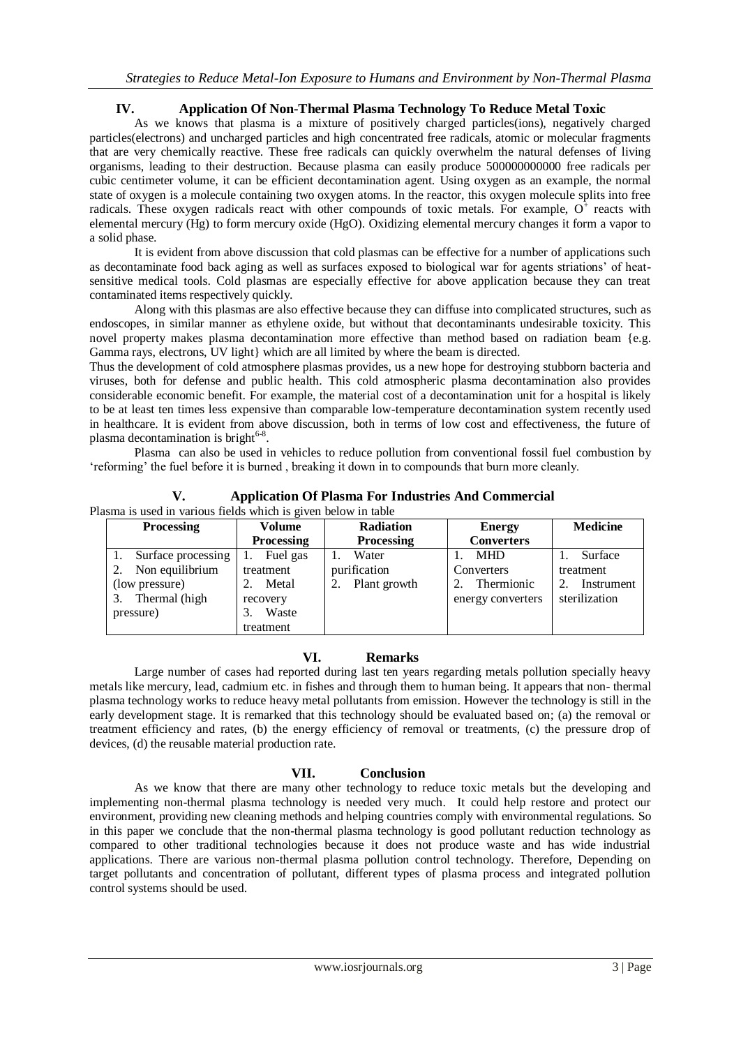## IV. Application Of Non-Thermal Plasma Technology To Reduce Metal Toxic

As we knows that plasma is a mixture of positively charged particles(ions), negatively charged particles(electrons) and uncharged particles and high concentrated free radicals, atomic or molecular fragments that are very chemically reactive. These free radicals can quickly overwhelm the natural defenses of living organisms, leading to their destruction. Because plasma can easily produce 500000000000 free radicals per cubic centimeter volume, it can be efficient decontamination agent. Using oxygen as an example, the normal state of oxygen is a molecule containing two oxygen atoms. In the reactor, this oxygen molecule splits into free radicals. These oxygen radicals react with other compounds of toxic metals. For example, $O^+$ reacts with elemental mercury (Hg) to form mercury oxide (HgO). Oxidizing elemental mercury changes it form a vapor to a solid phase.

It is evident from above discussion that cold plasmas can be effective for a number of applications such as decontaminate food back aging as well as surfaces exposed to biological war for agents striations' of heat-sensitive medical tools. Cold plasmas are especially effective for above application because they can treat contaminated items respectively quickly.

Along with this plasmas are also effective because they can diffuse into complicated structures, such as endoscopes, in similar manner as ethylene oxide, but without that decontaminants undesirable toxicity. This novel property makes plasma decontamination more effective than method based on radiation beam {e.g. Gamma rays, electrons, UV light} which are all limited by where the beam is directed.

Thus the development of cold atmosphere plasmas provides, us a new hope for destroying stubborn bacteria and viruses, both for defense and public health. This cold atmospheric plasma decontamination also provides considerable economic benefit. For example, the material cost of a decontamination unit for a hospital is likely to be at least ten times less expensive than comparable low-temperature decontamination system recently used in healthcare. It is evident from above discussion, both in terms of low cost and effectiveness, the future of plasma decontamination is bright[6-8].

Plasma can also be used in vehicles to reduce pollution from conventional fossil fuel combustion by 'reforming' the fuel before it is burned , breaking it down in to compounds that burn more cleanly.

## V. Application Of Plasma For Industries And Commercial

Plasma is used in various fields which is given below in table

| Processing | Volume Processing | Radiation Processing | Energy Converters | Medicine |
|---|---|---|---|---|
| 1. Surface processing<br>2. Non equilibrium (low pressure)<br>3. Thermal (high pressure) | 1. Fuel gas treatment<br>2. Metal recovery<br>3. Waste treatment | 1. Water purification<br>2. Plant growth | 1. MHD Converters<br>2. Thermionic energy converters | 1. Surface treatment<br>2. Instrument sterilization |

## VI. Remarks

Large number of cases had reported during last ten years regarding metals pollution specially heavy metals like mercury, lead, cadmium etc. in fishes and through them to human being. It appears that non- thermal plasma technology works to reduce heavy metal pollutants from emission. However the technology is still in the early development stage. It is remarked that this technology should be evaluated based on; (a) the removal or treatment efficiency and rates, (b) the energy efficiency of removal or treatments, (c) the pressure drop of devices, (d) the reusable material production rate.

## VII. Conclusion

As we know that there are many other technology to reduce toxic metals but the developing and implementing non-thermal plasma technology is needed very much. It could help restore and protect our environment, providing new cleaning methods and helping countries comply with environmental regulations. So in this paper we conclude that the non-thermal plasma technology is good pollutant reduction technology as compared to other traditional technologies because it does not produce waste and has wide industrial applications. There are various non-thermal plasma pollution control technology. Therefore, Depending on target pollutants and concentration of pollutant, different types of plasma process and integrated pollution control systems should be used.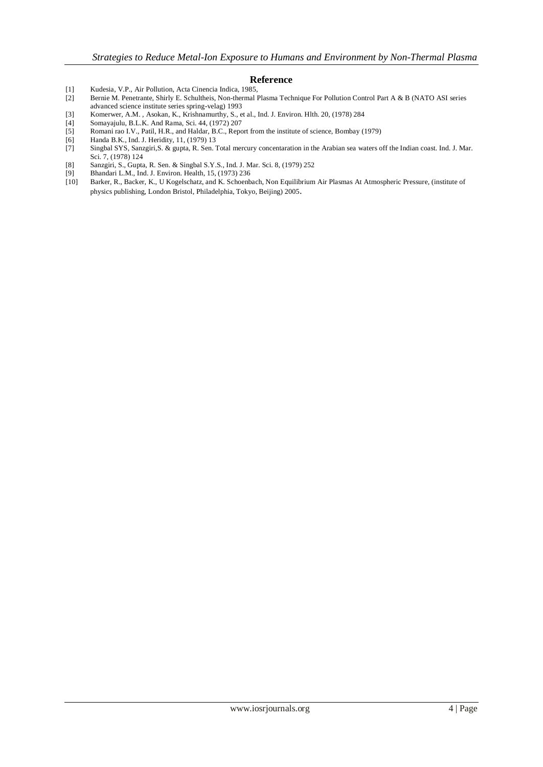## Reference

[1] Kudesia, V.P., Air Pollution, Acta Cinencia Indica, 1985,
[2] Bernie M. Penetrante, Shirly E. Schultheis, Non-thermal Plasma Technique For Pollution Control Part A & B (NATO ASI series advanced science institute series spring-velag) 1993
[3] Komerwer, A.M. , Asokan, K., Krishnamurthy, S., et al., Ind. J. Environ. Hlth. 20, (1978) 284
[4] Somayajulu, B.L.K. And Rama, Sci. 44, (1972) 207
[5] Romani rao I.V., Patil, H.R., and Haldar, B.C., Report from the institute of science, Bombay (1979)
[6] Handa B.K., Ind. J. Heridity, 11, (1979) 13
[7] Singbal SYS, Sanzgiri,S. & gupta, R. Sen. Total mercury concentaration in the Arabian sea waters off the Indian coast. Ind. J. Mar. Sci. 7, (1978) 124
[8] Sanzgiri, S., Gupta, R. Sen. & Singbal S.Y.S., Ind. J. Mar. Sci. 8, (1979) 252
[9] Bhandari L.M., Ind. J. Environ. Health, 15, (1973) 236
[10] Barker, R., Backer, K., U Kogelschatz, and K. Schoenbach, Non Equilibrium Air Plasmas At Atmospheric Pressure, (institute of physics publishing, London Bristol, Philadelphia, Tokyo, Beijing) 2005.